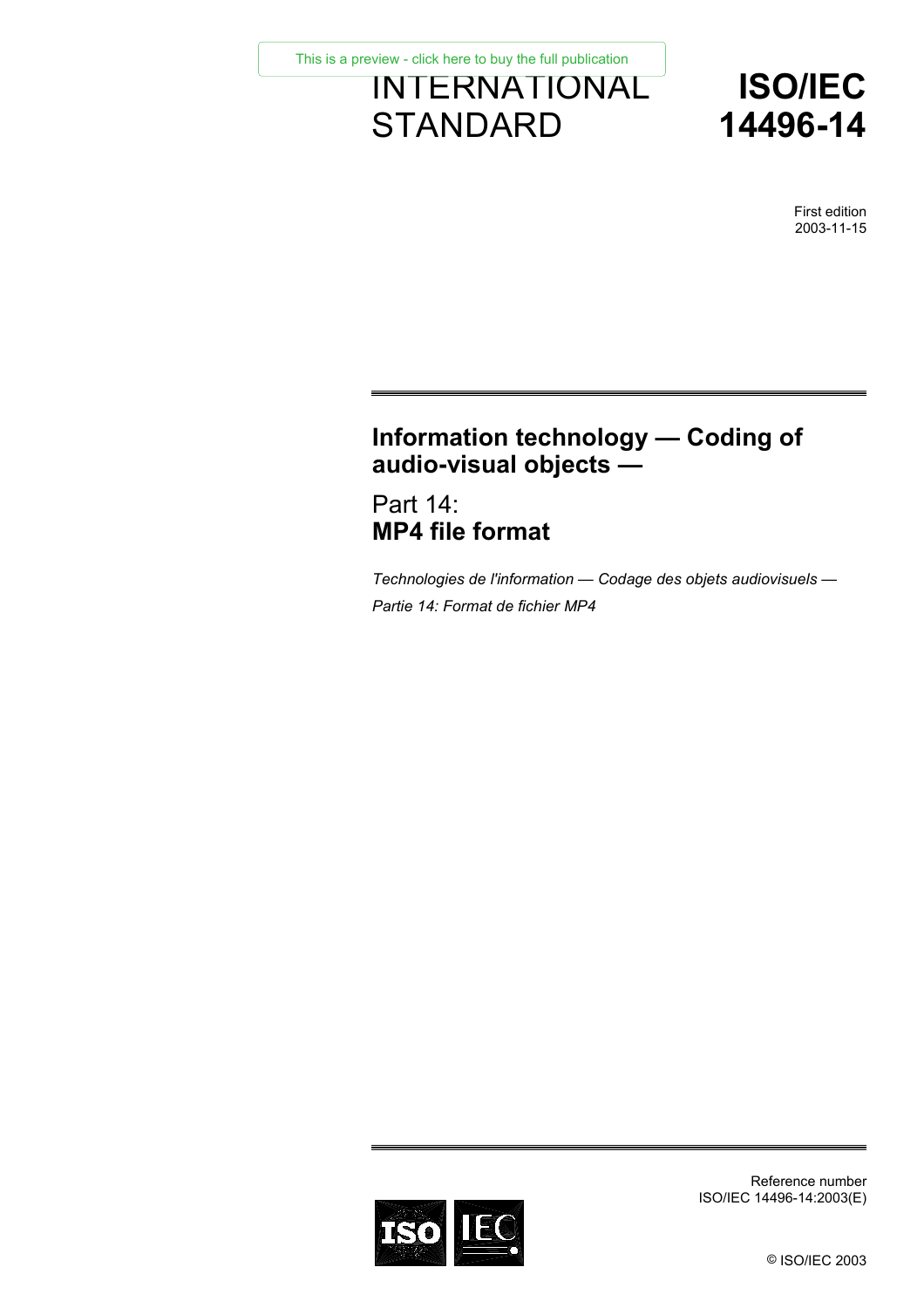This is a preview - click here to buy the full publication

INTERNATIONAL STANDARD

# ISO/IEC 14496-14

First edition
2003-11-15

## Information technology — Coding of audio-visual objects —

## Part 14: **MP4 file format**

*Technologies de l'information — Codage des objets audiovisuels —*

*Partie 14: Format de fichier MP4*

Reference number
ISO/IEC 14496-14:2003(E)

© ISO/IEC 2003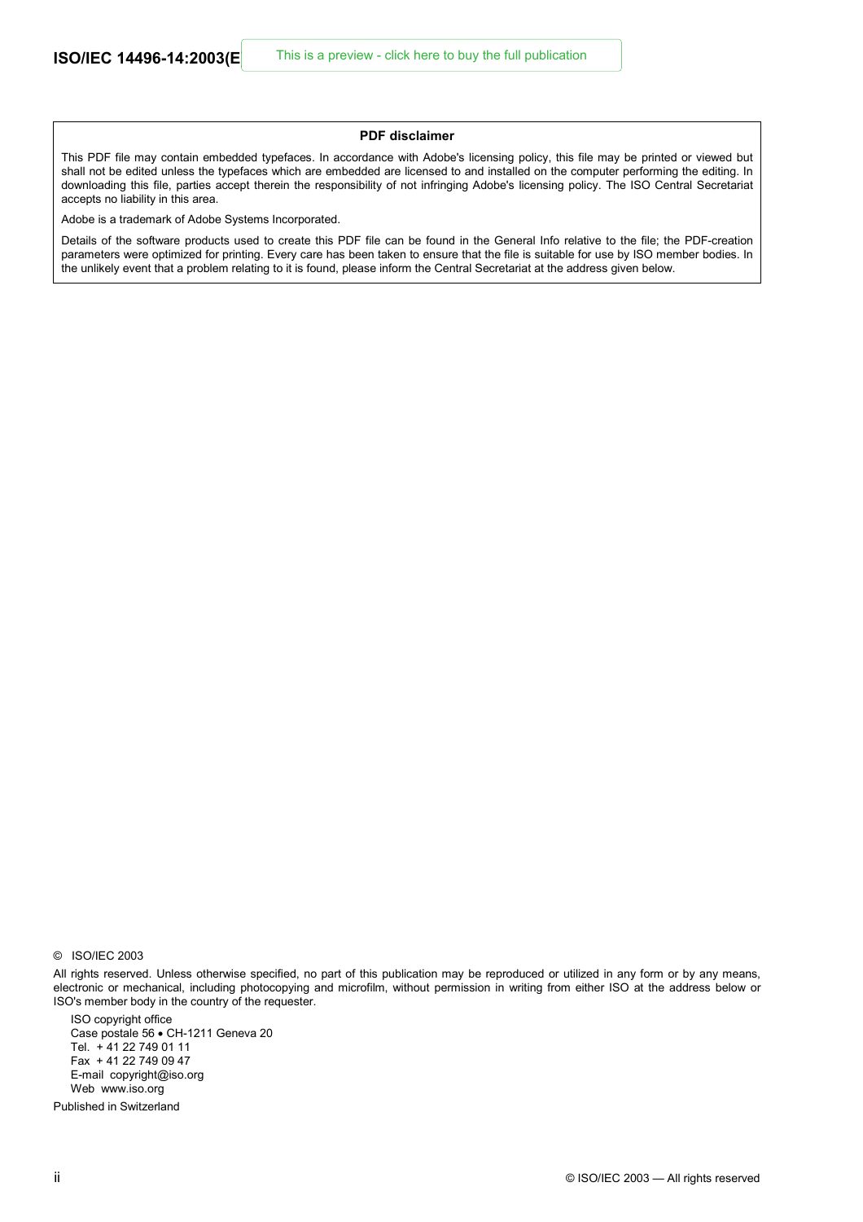**PDF disclaimer**

This PDF file may contain embedded typefaces. In accordance with Adobe's licensing policy, this file may be printed or viewed but shall not be edited unless the typefaces which are embedded are licensed to and installed on the computer performing the editing. In downloading this file, parties accept therein the responsibility of not infringing Adobe's licensing policy. The ISO Central Secretariat accepts no liability in this area.

Adobe is a trademark of Adobe Systems Incorporated.

Details of the software products used to create this PDF file can be found in the General Info relative to the file; the PDF-creation parameters were optimized for printing. Every care has been taken to ensure that the file is suitable for use by ISO member bodies. In the unlikely event that a problem relating to it is found, please inform the Central Secretariat at the address given below.

© ISO/IEC 2003

All rights reserved. Unless otherwise specified, no part of this publication may be reproduced or utilized in any form or by any means, electronic or mechanical, including photocopying and microfilm, without permission in writing from either ISO at the address below or ISO's member body in the country of the requester.

ISO copyright office
Case postale 56 • CH-1211 Geneva 20
Tel. + 41 22 749 01 11
Fax + 41 22 749 09 47
E-mail copyright@iso.org
Web www.iso.org

Published in Switzerland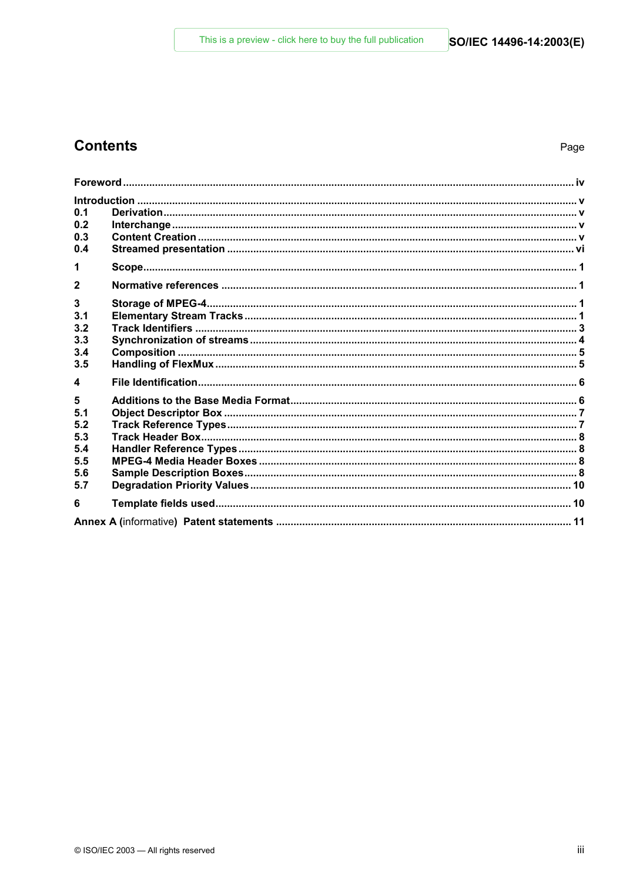## Contents

Page

Foreword ........................................................................................................................................................ iv

Introduction .................................................................................................................................................... v
0.1 Derivation ........................................................................................................................................... v
0.2 Interchange ......................................................................................................................................... v
0.3 Content Creation ................................................................................................................................ v
0.4 Streamed presentation ..................................................................................................................... vi

1 Scope .................................................................................................................................................. 1

2 Normative references ........................................................................................................................ 1

3 Storage of MPEG-4 ............................................................................................................................ 1
3.1 Elementary Stream Tracks ................................................................................................................ 1
3.2 Track Identifiers ................................................................................................................................. 3
3.3 Synchronization of streams .............................................................................................................. 4
3.4 Composition ....................................................................................................................................... 5
3.5 Handling of FlexMux .......................................................................................................................... 5

4 File Identification ................................................................................................................................ 6

5 Additions to the Base Media Format ................................................................................................ 6
5.1 Object Descriptor Box ....................................................................................................................... 7
5.2 Track Reference Types ...................................................................................................................... 7
5.3 Track Header Box ............................................................................................................................... 8
5.4 Handler Reference Types .................................................................................................................. 8
5.5 MPEG-4 Media Header Boxes ........................................................................................................... 8
5.6 Sample Description Boxes ................................................................................................................ 8
5.7 Degradation Priority Values ............................................................................................................ 10

6 Template fields used ........................................................................................................................ 10

Annex A (informative) Patent statements ................................................................................................... 11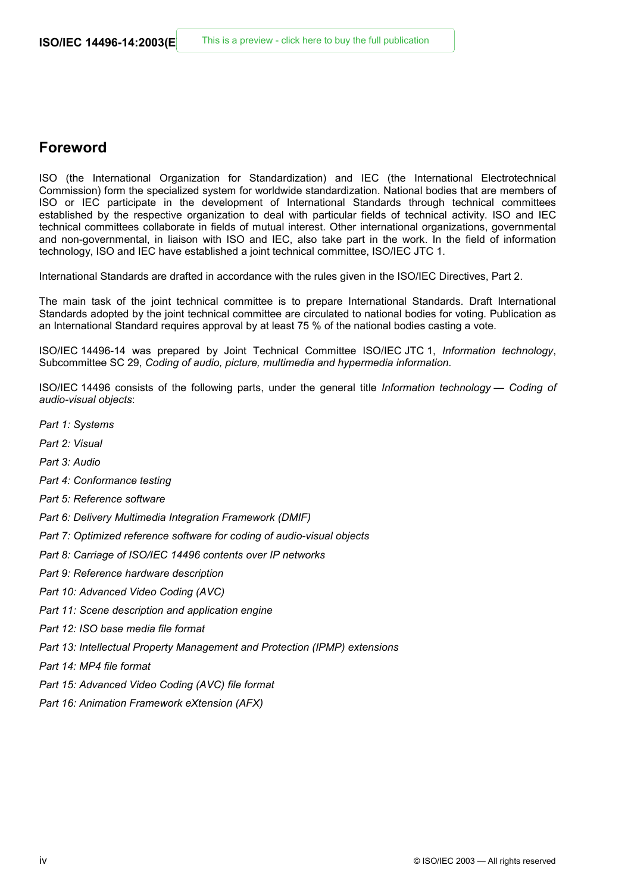## Foreword

ISO (the International Organization for Standardization) and IEC (the International Electrotechnical Commission) form the specialized system for worldwide standardization. National bodies that are members of ISO or IEC participate in the development of International Standards through technical committees established by the respective organization to deal with particular fields of technical activity. ISO and IEC technical committees collaborate in fields of mutual interest. Other international organizations, governmental and non-governmental, in liaison with ISO and IEC, also take part in the work. In the field of information technology, ISO and IEC have established a joint technical committee, ISO/IEC JTC 1.

International Standards are drafted in accordance with the rules given in the ISO/IEC Directives, Part 2.

The main task of the joint technical committee is to prepare International Standards. Draft International Standards adopted by the joint technical committee are circulated to national bodies for voting. Publication as an International Standard requires approval by at least 75 % of the national bodies casting a vote.

ISO/IEC 14496-14 was prepared by Joint Technical Committee ISO/IEC JTC 1, *Information technology*, Subcommittee SC 29, *Coding of audio, picture, multimedia and hypermedia information*.

ISO/IEC 14496 consists of the following parts, under the general title *Information technology — Coding of audio-visual objects*:

*Part 1: Systems*

*Part 2: Visual*

*Part 3: Audio*

*Part 4: Conformance testing*

*Part 5: Reference software*

*Part 6: Delivery Multimedia Integration Framework (DMIF)*

*Part 7: Optimized reference software for coding of audio-visual objects*

*Part 8: Carriage of ISO/IEC 14496 contents over IP networks*

*Part 9: Reference hardware description*

*Part 10: Advanced Video Coding (AVC)*

*Part 11: Scene description and application engine*

*Part 12: ISO base media file format*

*Part 13: Intellectual Property Management and Protection (IPMP) extensions*

*Part 14: MP4 file format*

*Part 15: Advanced Video Coding (AVC) file format*

*Part 16: Animation Framework eXtension (AFX)*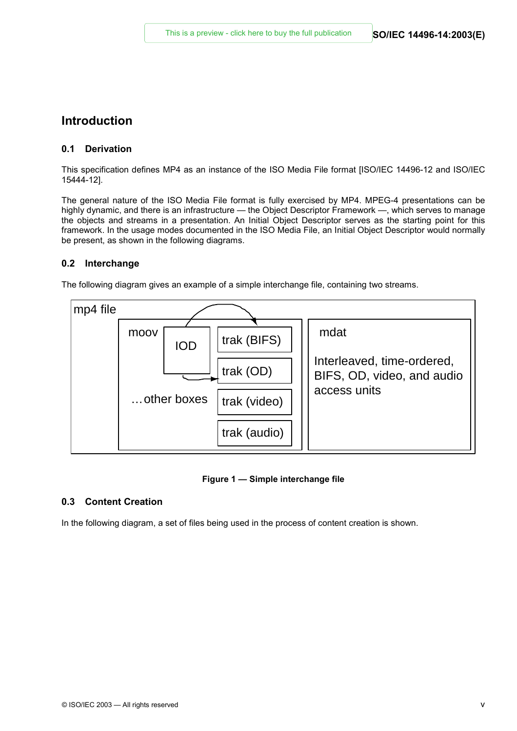## Introduction

### 0.1 Derivation

This specification defines MP4 as an instance of the ISO Media File format [ISO/IEC 14496-12 and ISO/IEC 15444-12].

The general nature of the ISO Media File format is fully exercised by MP4. MPEG-4 presentations can be highly dynamic, and there is an infrastructure — the Object Descriptor Framework —, which serves to manage the objects and streams in a presentation. An Initial Object Descriptor serves as the starting point for this framework. In the usage modes documented in the ISO Media File, an Initial Object Descriptor would normally be present, as shown in the following diagrams.

### 0.2 Interchange

The following diagram gives an example of a simple interchange file, containing two streams.

mp4 file

moov | IOD | trak (BIFS) | trak (OD) | trak (video) | trak (audio) | …other boxes

mdat

Interleaved, time-ordered, BIFS, OD, video, and audio access units

**Figure 1 — Simple interchange file**

### 0.3 Content Creation

In the following diagram, a set of files being used in the process of content creation is shown.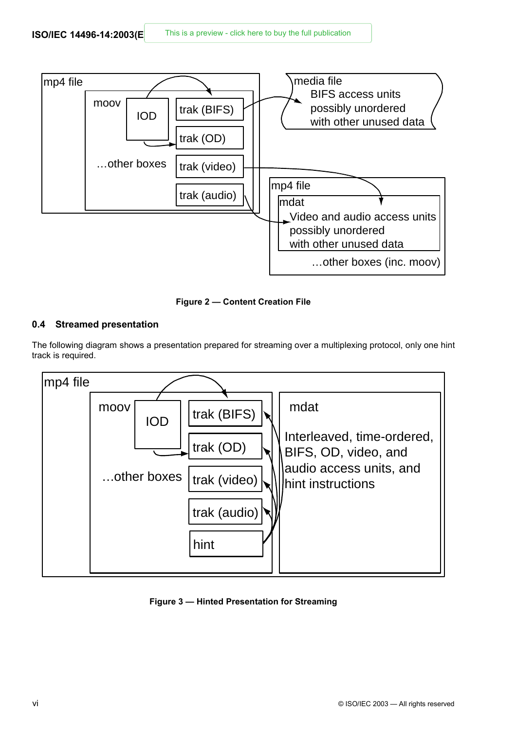mp4 file

moov

IOD

trak (BIFS)

trak (OD)

trak (video)

trak (audio)

…other boxes

media file
BIFS access units
possibly unordered
with other unused data

mp4 file

mdat
Video and audio access units
possibly unordered
with other unused data

…other boxes (inc. moov)

**Figure 2 — Content Creation File**

## 0.4 Streamed presentation

The following diagram shows a presentation prepared for streaming over a multiplexing protocol, only one hint track is required.

mp4 file

moov

IOD

trak (BIFS)

trak (OD)

trak (video)

trak (audio)

hint

…other boxes

mdat

Interleaved, time-ordered, BIFS, OD, video, and audio access units, and hint instructions

**Figure 3 — Hinted Presentation for Streaming**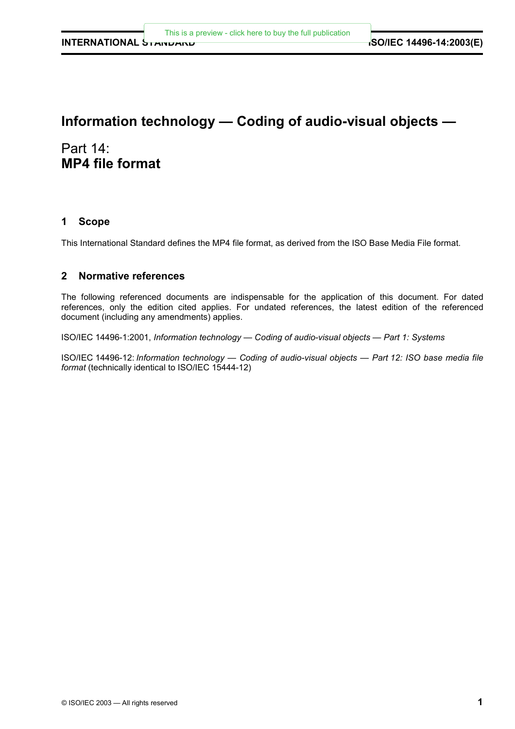# Information technology — Coding of audio-visual objects —

## Part 14:
## **MP4 file format**

## 1 Scope

This International Standard defines the MP4 file format, as derived from the ISO Base Media File format.

## 2 Normative references

The following referenced documents are indispensable for the application of this document. For dated references, only the edition cited applies. For undated references, the latest edition of the referenced document (including any amendments) applies.

ISO/IEC 14496-1:2001, *Information technology — Coding of audio-visual objects — Part 1: Systems*

ISO/IEC 14496-12: *Information technology — Coding of audio-visual objects — Part 12: ISO base media file format* (technically identical to ISO/IEC 15444-12)